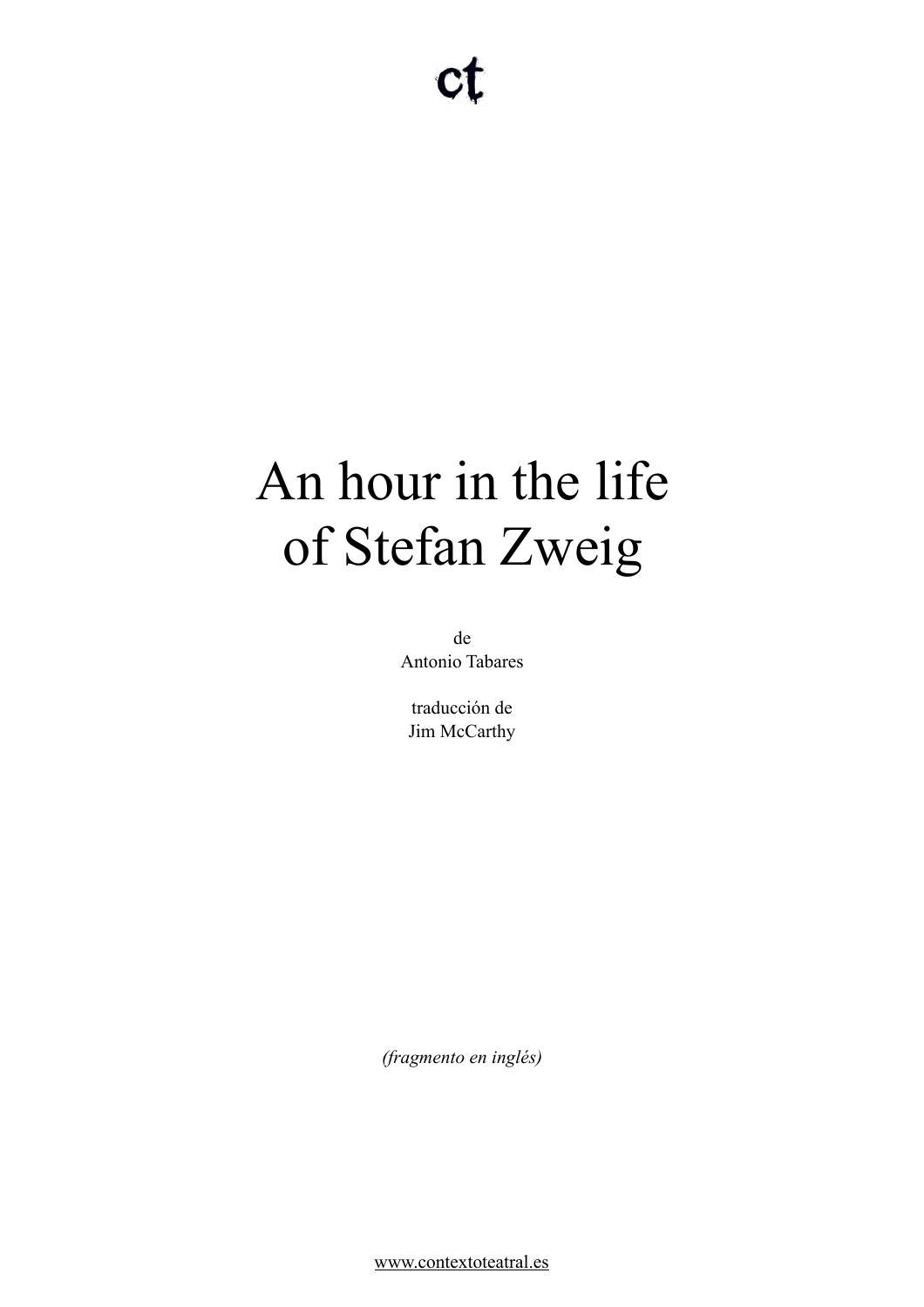ct

# An hour in the life of Stefan Zweig

de
Antonio Tabares

traducción de
Jim McCarthy

*(fragmento en inglés)*

www.contextoteatral.es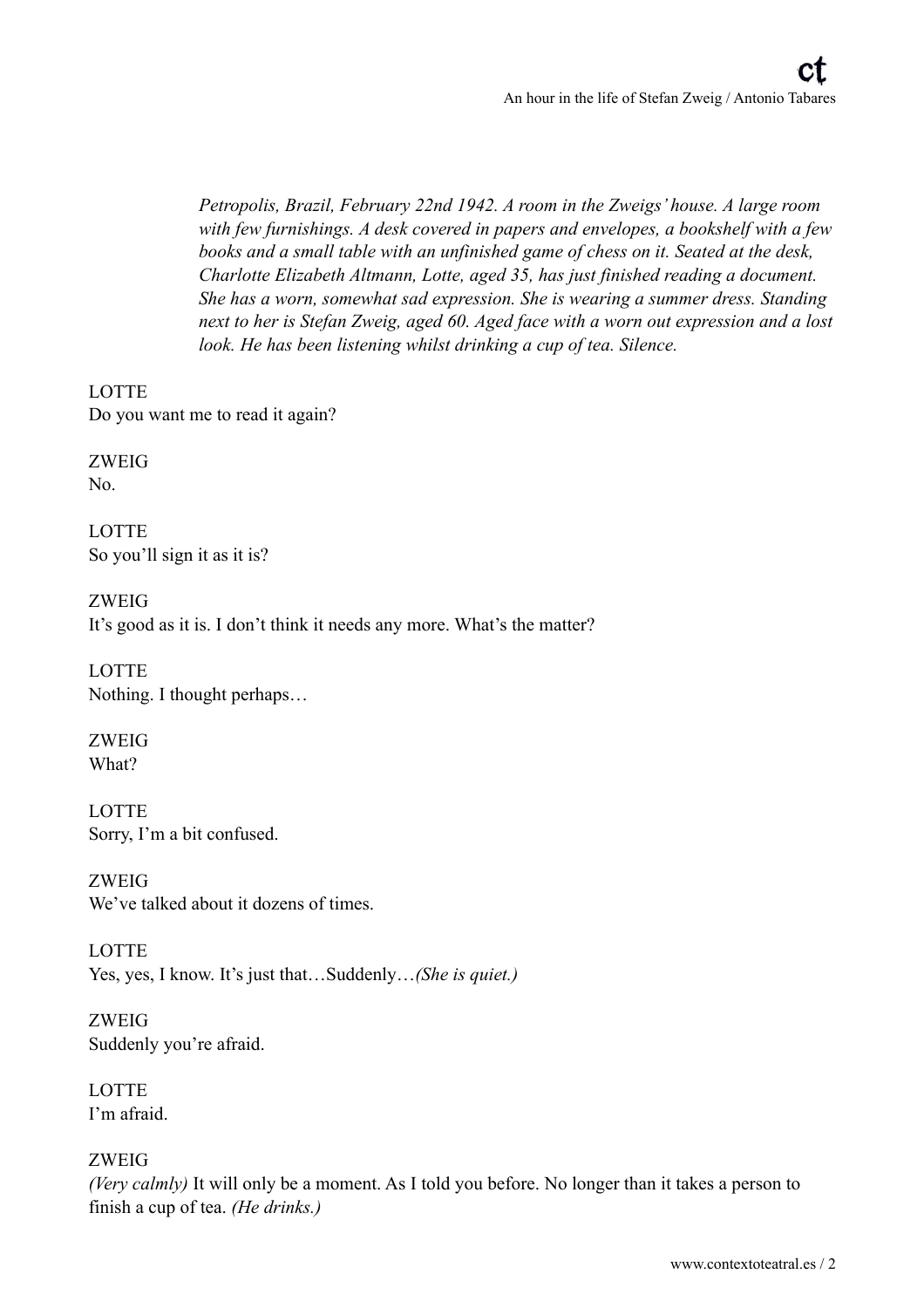*Petropolis, Brazil, February 22nd 1942. A room in the Zweigs' house. A large room with few furnishings. A desk covered in papers and envelopes, a bookshelf with a few books and a small table with an unfinished game of chess on it. Seated at the desk, Charlotte Elizabeth Altmann, Lotte, aged 35, has just finished reading a document. She has a worn, somewhat sad expression. She is wearing a summer dress. Standing next to her is Stefan Zweig, aged 60. Aged face with a worn out expression and a lost look. He has been listening whilst drinking a cup of tea. Silence.*

LOTTE
Do you want me to read it again?

ZWEIG
No.

LOTTE
So you'll sign it as it is?

ZWEIG
It's good as it is. I don't think it needs any more. What's the matter?

LOTTE
Nothing. I thought perhaps…

ZWEIG
What?

LOTTE
Sorry, I'm a bit confused.

ZWEIG
We've talked about it dozens of times.

LOTTE
Yes, yes, I know. It's just that…Suddenly…*(She is quiet.)*

ZWEIG
Suddenly you're afraid.

LOTTE
I'm afraid.

ZWEIG
*(Very calmly)* It will only be a moment. As I told you before. No longer than it takes a person to finish a cup of tea. *(He drinks.)*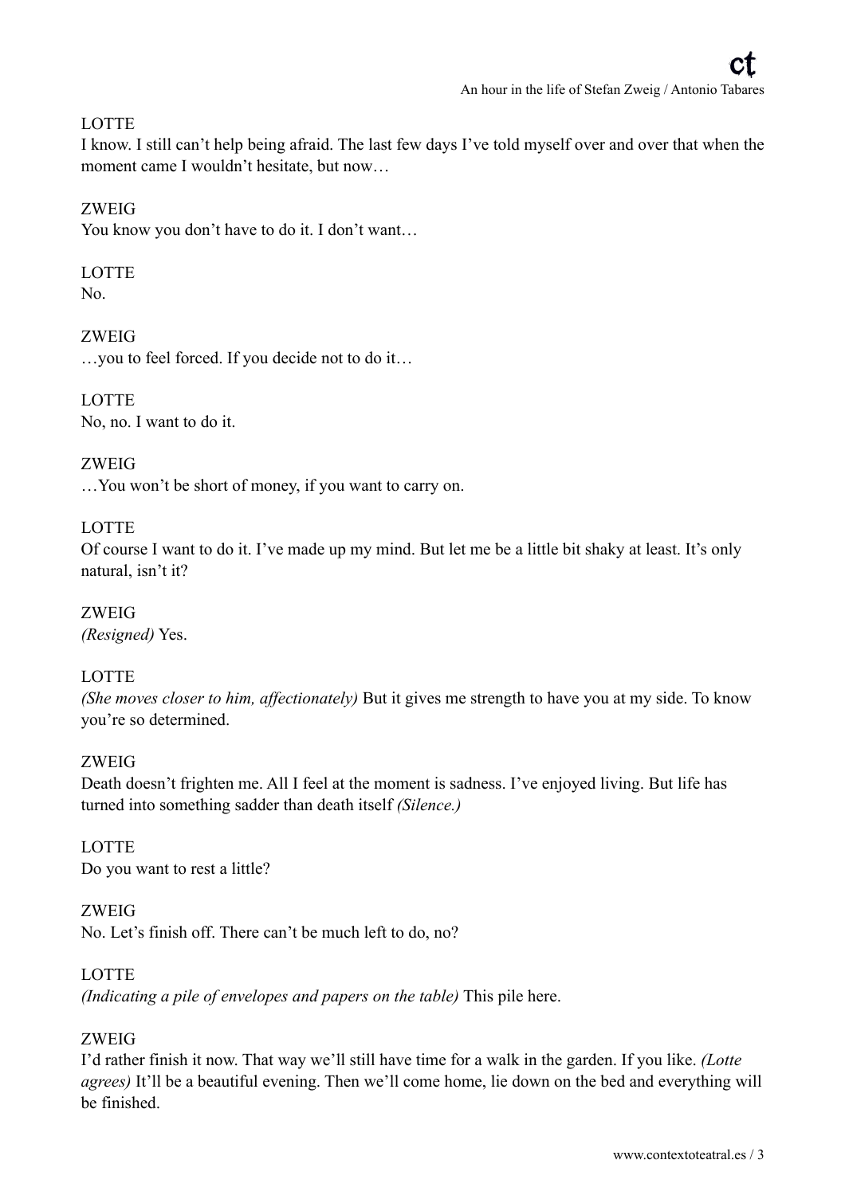LOTTE
I know. I still can't help being afraid. The last few days I've told myself over and over that when the moment came I wouldn't hesitate, but now…

ZWEIG
You know you don't have to do it. I don't want…

LOTTE
No.

ZWEIG
…you to feel forced. If you decide not to do it…

LOTTE
No, no. I want to do it.

ZWEIG
…You won't be short of money, if you want to carry on.

LOTTE
Of course I want to do it. I've made up my mind. But let me be a little bit shaky at least. It's only natural, isn't it?

ZWEIG
*(Resigned)* Yes.

LOTTE
*(She moves closer to him, affectionately)* But it gives me strength to have you at my side. To know you're so determined.

ZWEIG
Death doesn't frighten me. All I feel at the moment is sadness. I've enjoyed living. But life has turned into something sadder than death itself *(Silence.)*

LOTTE
Do you want to rest a little?

ZWEIG
No. Let's finish off. There can't be much left to do, no?

LOTTE
*(Indicating a pile of envelopes and papers on the table)* This pile here.

ZWEIG
I'd rather finish it now. That way we'll still have time for a walk in the garden. If you like. *(Lotte agrees)* It'll be a beautiful evening. Then we'll come home, lie down on the bed and everything will be finished.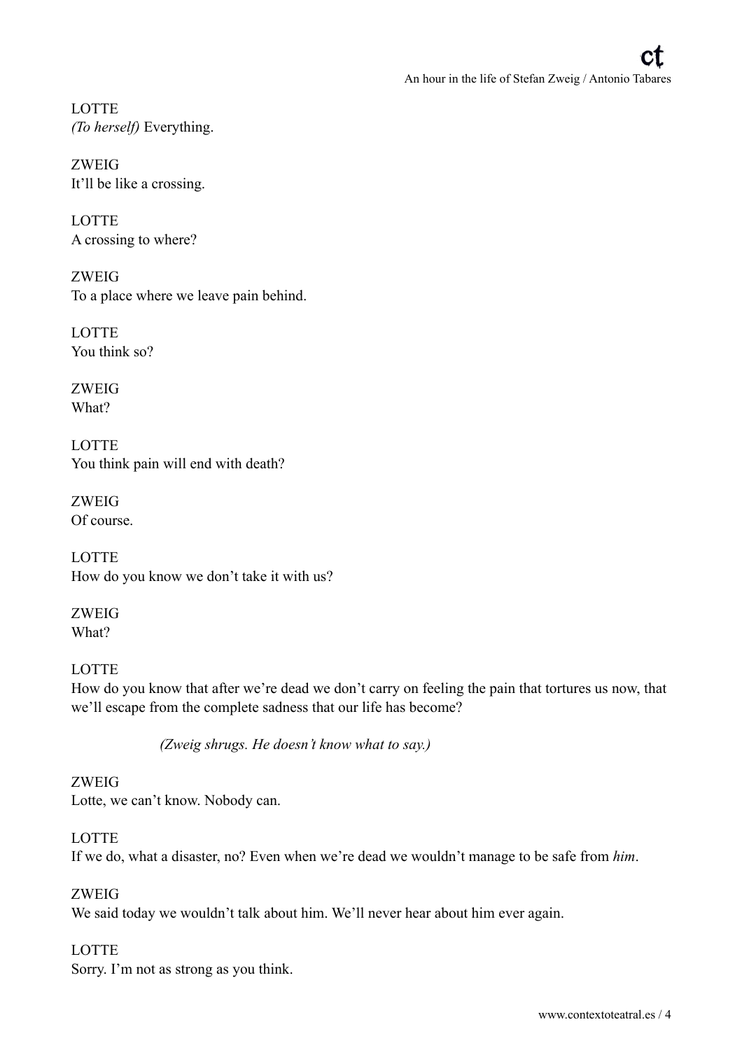LOTTE
*(To herself)* Everything.

ZWEIG
It'll be like a crossing.

LOTTE
A crossing to where?

ZWEIG
To a place where we leave pain behind.

LOTTE
You think so?

ZWEIG
What?

LOTTE
You think pain will end with death?

ZWEIG
Of course.

LOTTE
How do you know we don't take it with us?

ZWEIG
What?

LOTTE
How do you know that after we're dead we don't carry on feeling the pain that tortures us now, that we'll escape from the complete sadness that our life has become?

*(Zweig shrugs. He doesn't know what to say.)*

ZWEIG
Lotte, we can't know. Nobody can.

LOTTE
If we do, what a disaster, no? Even when we're dead we wouldn't manage to be safe from *him*.

ZWEIG
We said today we wouldn't talk about him. We'll never hear about him ever again.

LOTTE
Sorry. I'm not as strong as you think.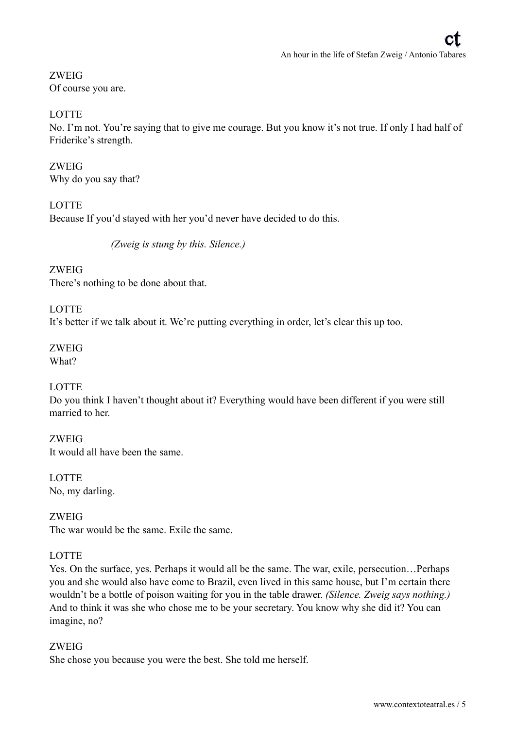ZWEIG
Of course you are.

LOTTE
No. I'm not. You're saying that to give me courage. But you know it's not true. If only I had half of Friderike's strength.

ZWEIG
Why do you say that?

LOTTE
Because If you'd stayed with her you'd never have decided to do this.

*(Zweig is stung by this. Silence.)*

ZWEIG
There's nothing to be done about that.

LOTTE
It's better if we talk about it. We're putting everything in order, let's clear this up too.

ZWEIG
What?

LOTTE
Do you think I haven't thought about it? Everything would have been different if you were still married to her.

ZWEIG
It would all have been the same.

LOTTE
No, my darling.

ZWEIG
The war would be the same. Exile the same.

LOTTE
Yes. On the surface, yes. Perhaps it would all be the same. The war, exile, persecution…Perhaps you and she would also have come to Brazil, even lived in this same house, but I'm certain there wouldn't be a bottle of poison waiting for you in the table drawer. *(Silence. Zweig says nothing.)* And to think it was she who chose me to be your secretary. You know why she did it? You can imagine, no?

ZWEIG
She chose you because you were the best. She told me herself.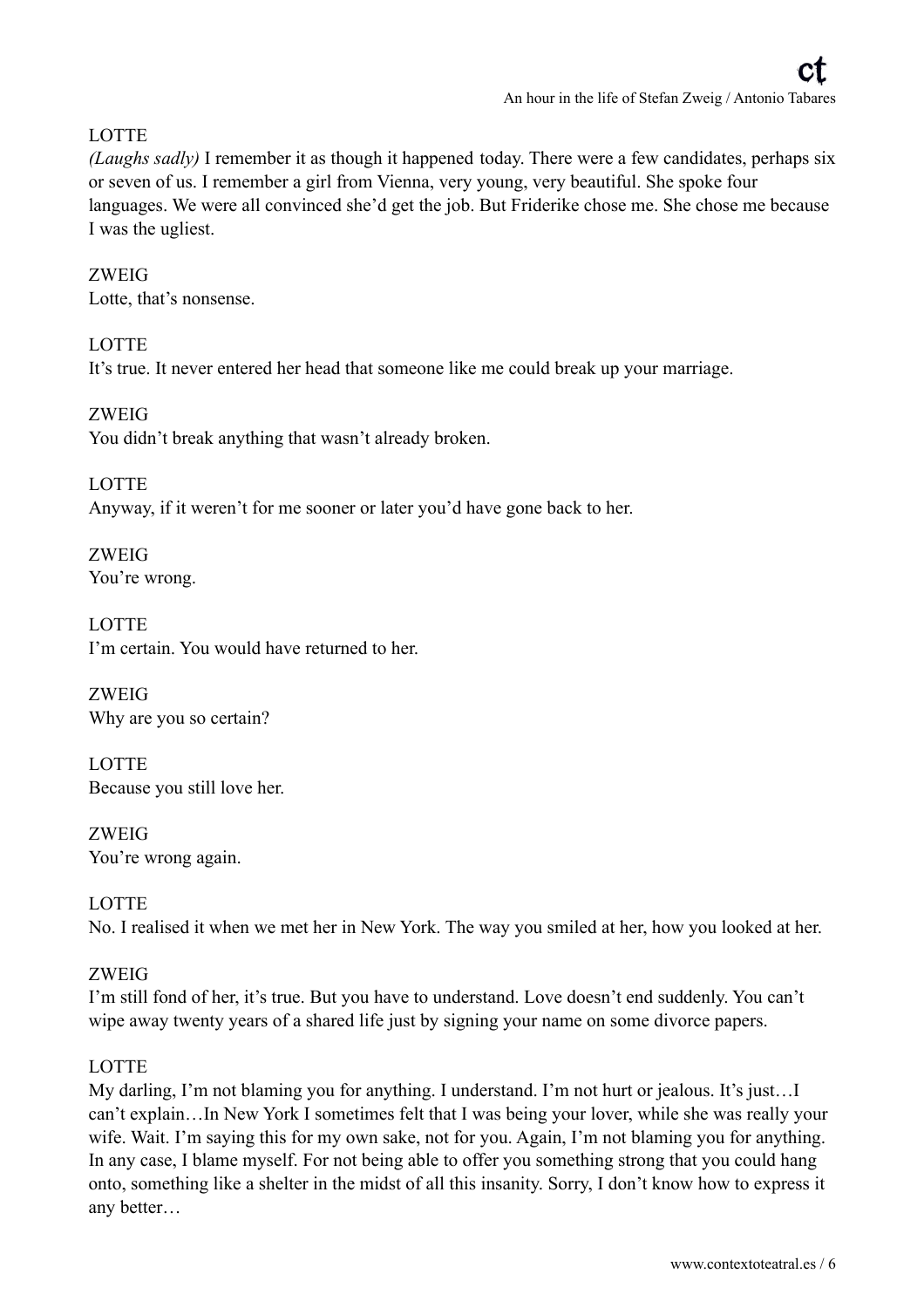LOTTE

*(Laughs sadly)* I remember it as though it happened today. There were a few candidates, perhaps six or seven of us. I remember a girl from Vienna, very young, very beautiful. She spoke four languages. We were all convinced she'd get the job. But Friderike chose me. She chose me because I was the ugliest.

ZWEIG

Lotte, that's nonsense.

LOTTE

It's true. It never entered her head that someone like me could break up your marriage.

ZWEIG

You didn't break anything that wasn't already broken.

LOTTE

Anyway, if it weren't for me sooner or later you'd have gone back to her.

ZWEIG

You're wrong.

LOTTE

I'm certain. You would have returned to her.

ZWEIG

Why are you so certain?

LOTTE

Because you still love her.

ZWEIG

You're wrong again.

LOTTE

No. I realised it when we met her in New York. The way you smiled at her, how you looked at her.

ZWEIG

I'm still fond of her, it's true. But you have to understand. Love doesn't end suddenly. You can't wipe away twenty years of a shared life just by signing your name on some divorce papers.

LOTTE

My darling, I'm not blaming you for anything. I understand. I'm not hurt or jealous. It's just…I can't explain…In New York I sometimes felt that I was being your lover, while she was really your wife. Wait. I'm saying this for my own sake, not for you. Again, I'm not blaming you for anything. In any case, I blame myself. For not being able to offer you something strong that you could hang onto, something like a shelter in the midst of all this insanity. Sorry, I don't know how to express it any better…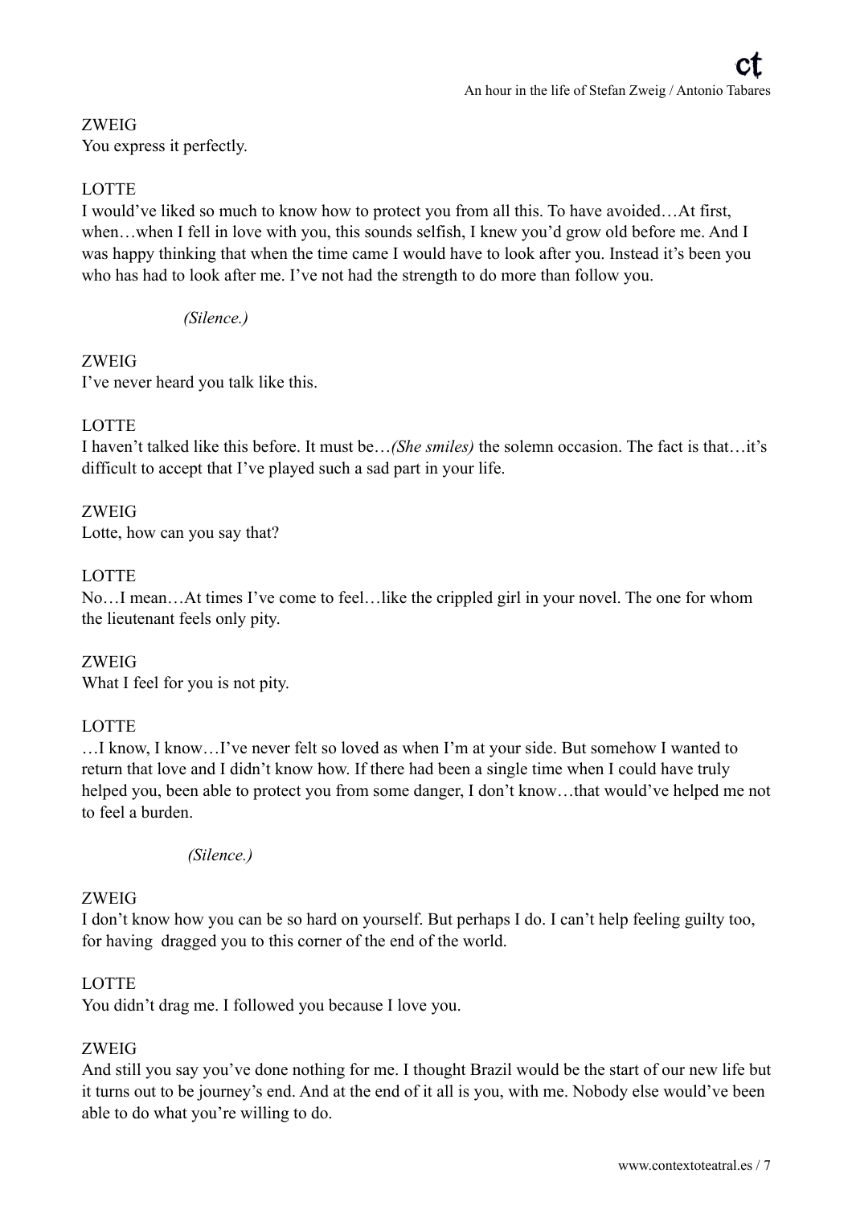ZWEIG
You express it perfectly.

LOTTE
I would've liked so much to know how to protect you from all this. To have avoided…At first, when…when I fell in love with you, this sounds selfish, I knew you'd grow old before me. And I was happy thinking that when the time came I would have to look after you. Instead it's been you who has had to look after me. I've not had the strength to do more than follow you.

*(Silence.)*

ZWEIG
I've never heard you talk like this.

LOTTE
I haven't talked like this before. It must be…*(She smiles)* the solemn occasion. The fact is that…it's difficult to accept that I've played such a sad part in your life.

ZWEIG
Lotte, how can you say that?

LOTTE
No…I mean…At times I've come to feel…like the crippled girl in your novel. The one for whom the lieutenant feels only pity.

ZWEIG
What I feel for you is not pity.

LOTTE
…I know, I know…I've never felt so loved as when I'm at your side. But somehow I wanted to return that love and I didn't know how. If there had been a single time when I could have truly helped you, been able to protect you from some danger, I don't know…that would've helped me not to feel a burden.

*(Silence.)*

ZWEIG
I don't know how you can be so hard on yourself. But perhaps I do. I can't help feeling guilty too, for having dragged you to this corner of the end of the world.

LOTTE
You didn't drag me. I followed you because I love you.

ZWEIG
And still you say you've done nothing for me. I thought Brazil would be the start of our new life but it turns out to be journey's end. And at the end of it all is you, with me. Nobody else would've been able to do what you're willing to do.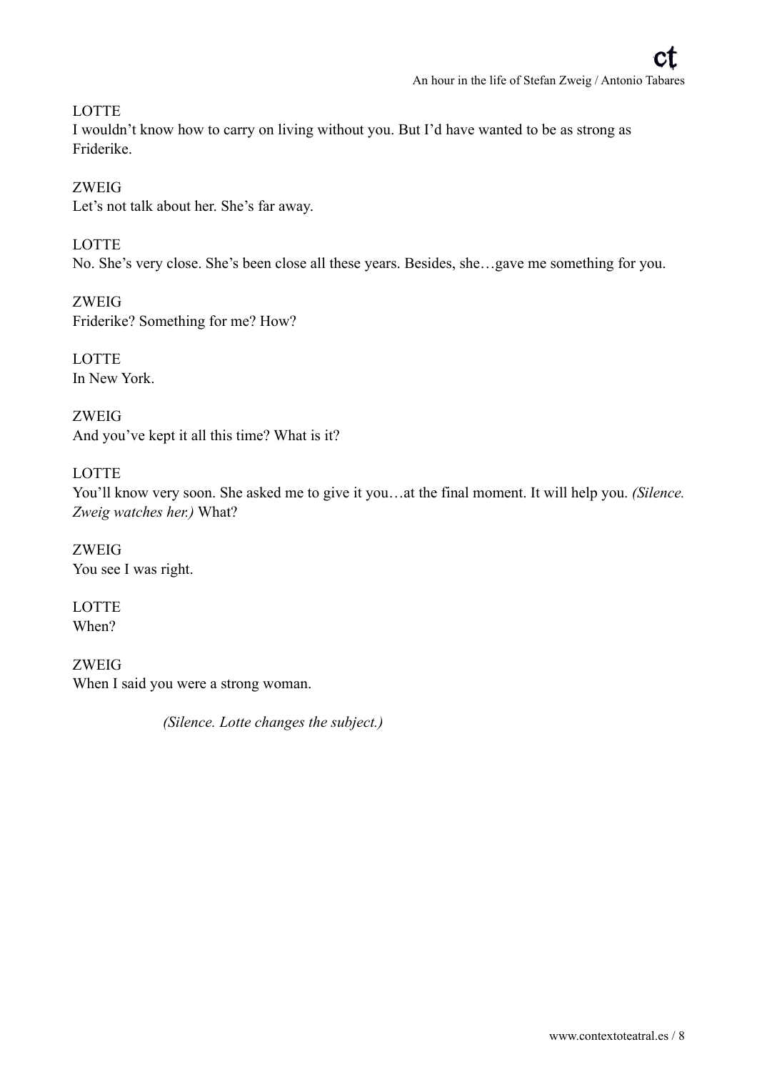LOTTE
I wouldn't know how to carry on living without you. But I'd have wanted to be as strong as Friderike.

ZWEIG
Let's not talk about her. She's far away.

LOTTE
No. She's very close. She's been close all these years. Besides, she…gave me something for you.

ZWEIG
Friderike? Something for me? How?

LOTTE
In New York.

ZWEIG
And you've kept it all this time? What is it?

LOTTE
You'll know very soon. She asked me to give it you…at the final moment. It will help you. *(Silence. Zweig watches her.)* What?

ZWEIG
You see I was right.

LOTTE
When?

ZWEIG
When I said you were a strong woman.

*(Silence. Lotte changes the subject.)*